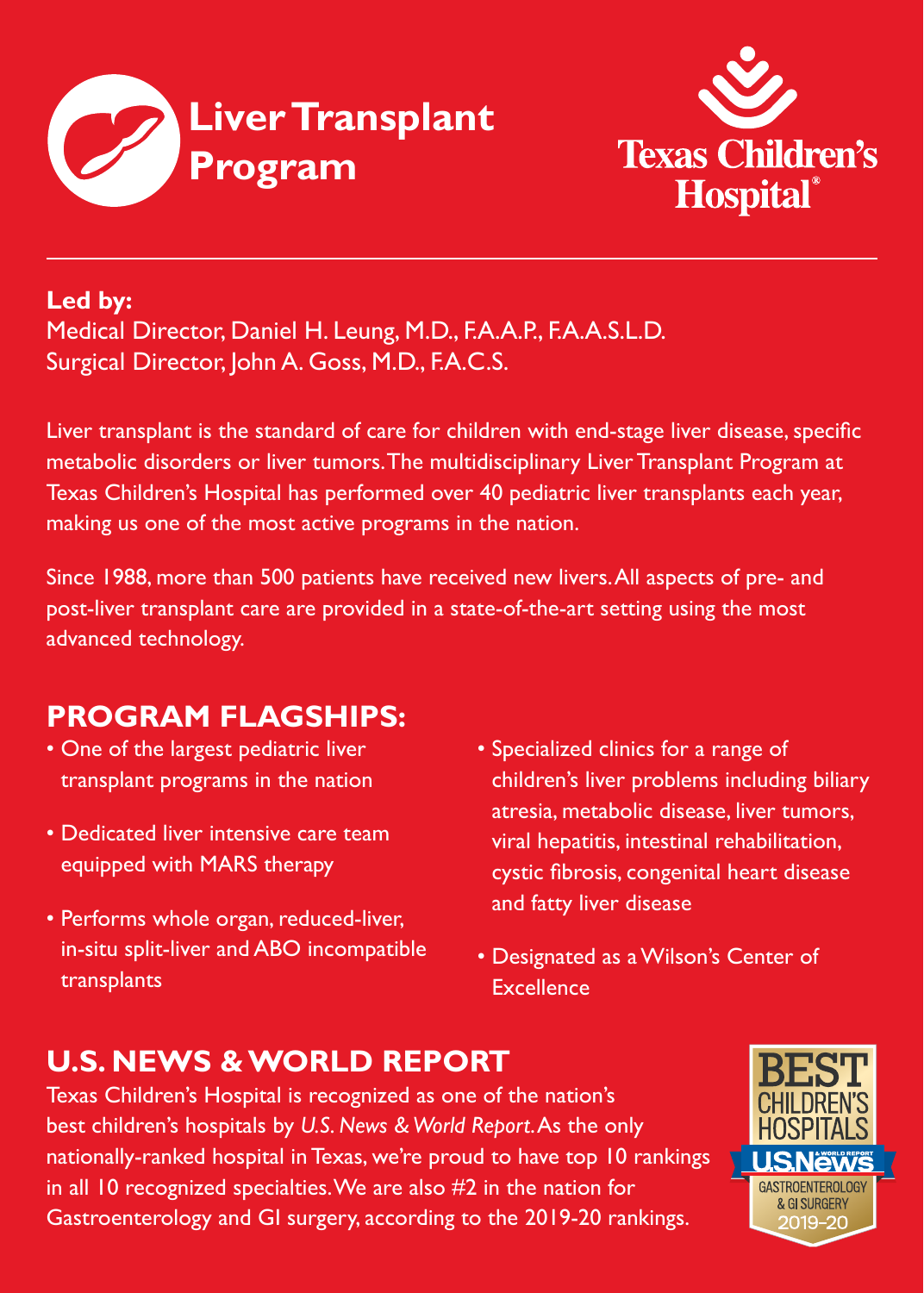# Liver Transplant Program

Texas Children's Hospital®

**Led by:**
Medical Director, Daniel H. Leung, M.D., F.A.A.P., F.A.A.S.L.D.
Surgical Director, John A. Goss, M.D., F.A.C.S.

Liver transplant is the standard of care for children with end-stage liver disease, specific metabolic disorders or liver tumors. The multidisciplinary Liver Transplant Program at Texas Children's Hospital has performed over 40 pediatric liver transplants each year, making us one of the most active programs in the nation.

Since 1988, more than 500 patients have received new livers. All aspects of pre- and post-liver transplant care are provided in a state-of-the-art setting using the most advanced technology.

## PROGRAM FLAGSHIPS:

- One of the largest pediatric liver transplant programs in the nation
- Dedicated liver intensive care team equipped with MARS therapy
- Performs whole organ, reduced-liver, in-situ split-liver and ABO incompatible transplants
- Specialized clinics for a range of children's liver problems including biliary atresia, metabolic disease, liver tumors, viral hepatitis, intestinal rehabilitation, cystic fibrosis, congenital heart disease and fatty liver disease
- Designated as a Wilson's Center of Excellence

## U.S. NEWS & WORLD REPORT

Texas Children's Hospital is recognized as one of the nation's best children's hospitals by *U.S. News & World Report*. As the only nationally-ranked hospital in Texas, we're proud to have top 10 rankings in all 10 recognized specialties. We are also #2 in the nation for Gastroenterology and GI surgery, according to the 2019-20 rankings.

BEST CHILDREN'S HOSPITALS
U.S.News & WORLD REPORT
GASTROENTEROLOGY & GI SURGERY
2019-20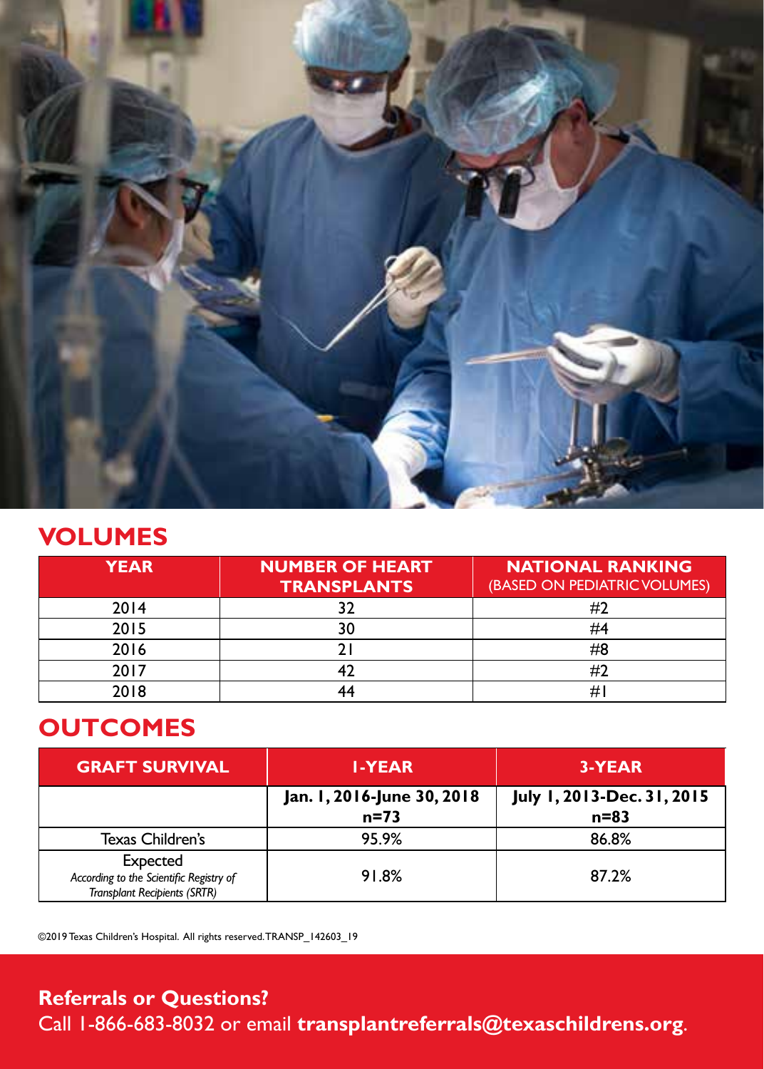## VOLUMES

| YEAR | NUMBER OF HEART TRANSPLANTS | NATIONAL RANKING (BASED ON PEDIATRIC VOLUMES) |
|---|---|---|
| 2014 | 32 | #2 |
| 2015 | 30 | #4 |
| 2016 | 21 | #8 |
| 2017 | 42 | #2 |
| 2018 | 44 | #1 |

## OUTCOMES

| GRAFT SURVIVAL | 1-YEAR | 3-YEAR |
|---|---|---|
| | **Jan. 1, 2016-June 30, 2018 n=73** | **July 1, 2013-Dec. 31, 2015 n=83** |
| Texas Children's | 95.9% | 86.8% |
| Expected *According to the Scientific Registry of Transplant Recipients (SRTR)* | 91.8% | 87.2% |

©2019 Texas Children's Hospital. All rights reserved. TRANSP_142603_19

**Referrals or Questions?**
Call 1-866-683-8032 or email **transplantreferrals@texaschildrens.org**.